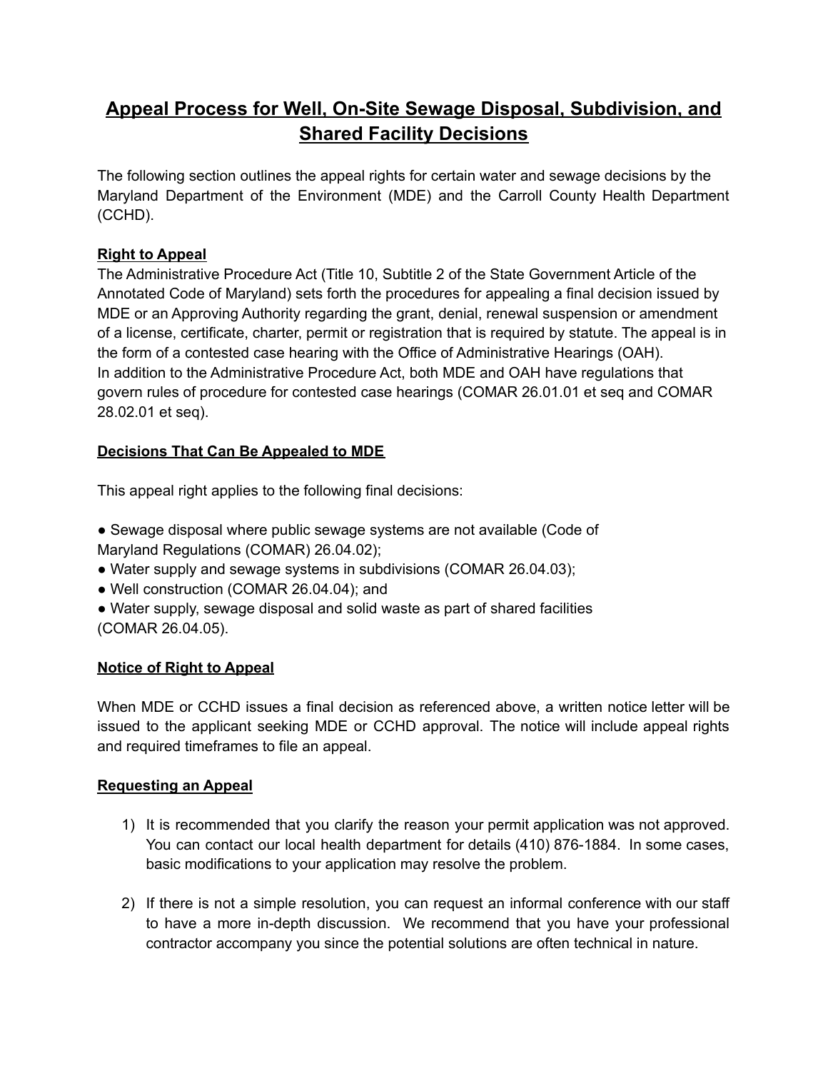# Appeal Process for Well, On-Site Sewage Disposal, Subdivision, and Shared Facility Decisions

The following section outlines the appeal rights for certain water and sewage decisions by the Maryland Department of the Environment (MDE) and the Carroll County Health Department (CCHD).

## Right to Appeal

The Administrative Procedure Act (Title 10, Subtitle 2 of the State Government Article of the Annotated Code of Maryland) sets forth the procedures for appealing a final decision issued by MDE or an Approving Authority regarding the grant, denial, renewal suspension or amendment of a license, certificate, charter, permit or registration that is required by statute. The appeal is in the form of a contested case hearing with the Office of Administrative Hearings (OAH).

In addition to the Administrative Procedure Act, both MDE and OAH have regulations that govern rules of procedure for contested case hearings (COMAR 26.01.01 et seq and COMAR 28.02.01 et seq).

## Decisions That Can Be Appealed to MDE

This appeal right applies to the following final decisions:

- Sewage disposal where public sewage systems are not available (Code of Maryland Regulations (COMAR) 26.04.02);
- Water supply and sewage systems in subdivisions (COMAR 26.04.03);
- Well construction (COMAR 26.04.04); and
- Water supply, sewage disposal and solid waste as part of shared facilities (COMAR 26.04.05).

## Notice of Right to Appeal

When MDE or CCHD issues a final decision as referenced above, a written notice letter will be issued to the applicant seeking MDE or CCHD approval. The notice will include appeal rights and required timeframes to file an appeal.

## Requesting an Appeal

1) It is recommended that you clarify the reason your permit application was not approved. You can contact our local health department for details (410) 876-1884. In some cases, basic modifications to your application may resolve the problem.

2) If there is not a simple resolution, you can request an informal conference with our staff to have a more in-depth discussion. We recommend that you have your professional contractor accompany you since the potential solutions are often technical in nature.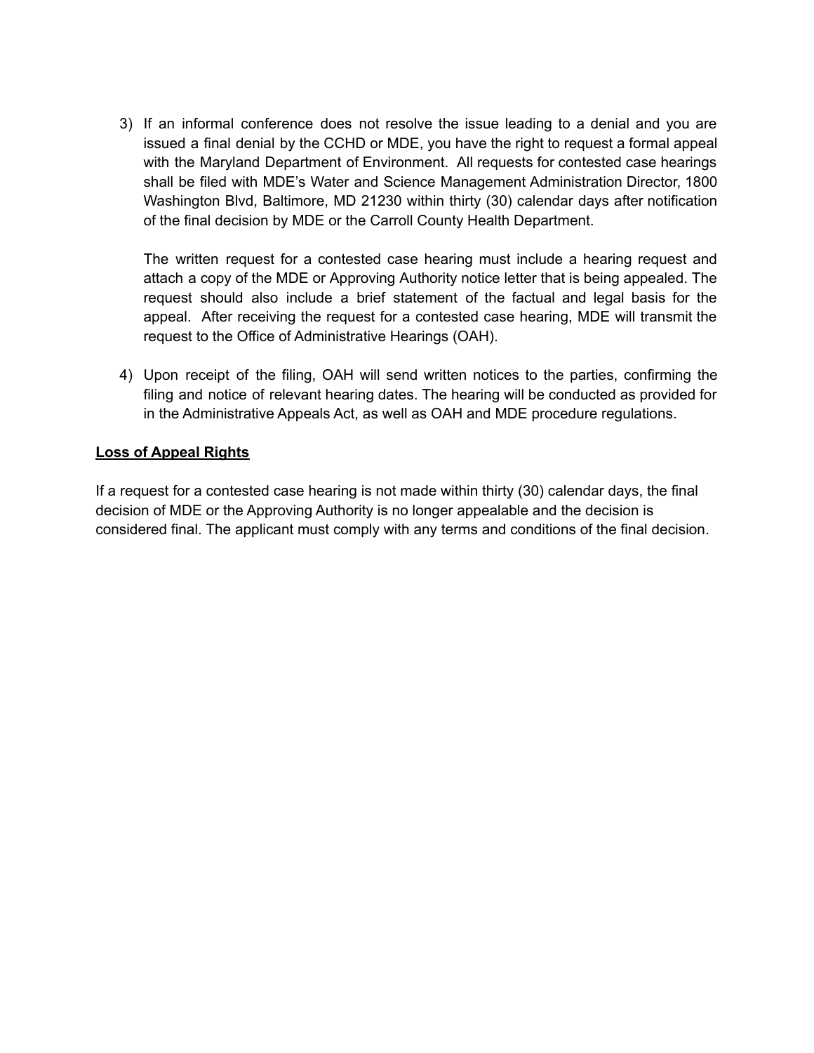3) If an informal conference does not resolve the issue leading to a denial and you are issued a final denial by the CCHD or MDE, you have the right to request a formal appeal with the Maryland Department of Environment. All requests for contested case hearings shall be filed with MDE's Water and Science Management Administration Director, 1800 Washington Blvd, Baltimore, MD 21230 within thirty (30) calendar days after notification of the final decision by MDE or the Carroll County Health Department.

   The written request for a contested case hearing must include a hearing request and attach a copy of the MDE or Approving Authority notice letter that is being appealed. The request should also include a brief statement of the factual and legal basis for the appeal. After receiving the request for a contested case hearing, MDE will transmit the request to the Office of Administrative Hearings (OAH).

4) Upon receipt of the filing, OAH will send written notices to the parties, confirming the filing and notice of relevant hearing dates. The hearing will be conducted as provided for in the Administrative Appeals Act, as well as OAH and MDE procedure regulations.

**<u>Loss of Appeal Rights</u>**

If a request for a contested case hearing is not made within thirty (30) calendar days, the final decision of MDE or the Approving Authority is no longer appealable and the decision is considered final. The applicant must comply with any terms and conditions of the final decision.